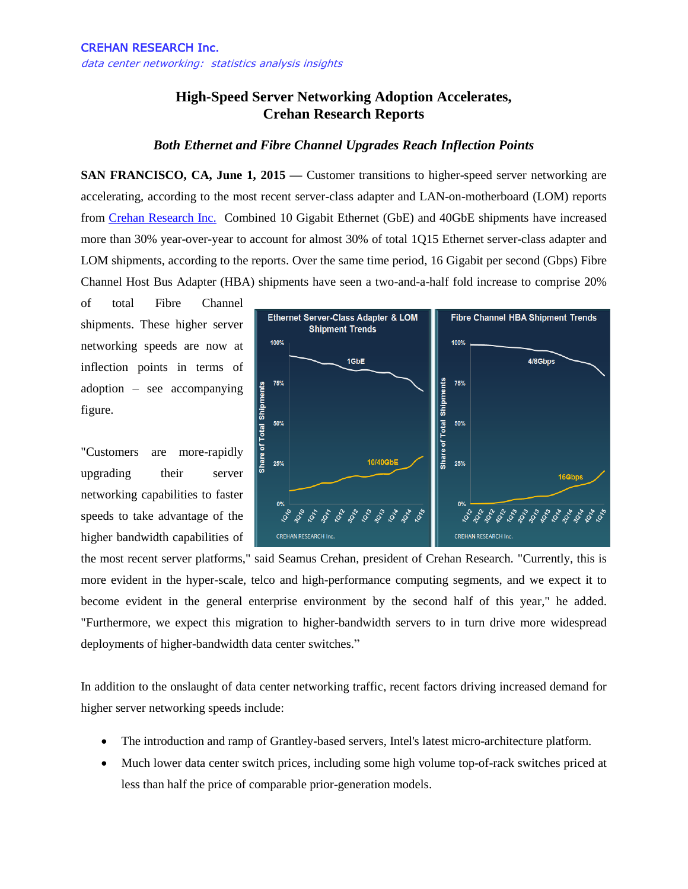CREHAN RESEARCH Inc.
*data center networking: statistics analysis insights*

# High-Speed Server Networking Adoption Accelerates, Crehan Research Reports

### *Both Ethernet and Fibre Channel Upgrades Reach Inflection Points*

**SAN FRANCISCO, CA, June 1, 2015** — Customer transitions to higher-speed server networking are accelerating, according to the most recent server-class adapter and LAN-on-motherboard (LOM) reports from Crehan Research Inc. Combined 10 Gigabit Ethernet (GbE) and 40GbE shipments have increased more than 30% year-over-year to account for almost 30% of total 1Q15 Ethernet server-class adapter and LOM shipments, according to the reports. Over the same time period, 16 Gigabit per second (Gbps) Fibre Channel Host Bus Adapter (HBA) shipments have seen a two-and-a-half fold increase to comprise 20% of total Fibre Channel shipments. These higher server networking speeds are now at inflection points in terms of adoption – see accompanying figure.

"Customers are more-rapidly upgrading their server networking capabilities to faster speeds to take advantage of the higher bandwidth capabilities of the most recent server platforms," said Seamus Crehan, president of Crehan Research. "Currently, this is more evident in the hyper-scale, telco and high-performance computing segments, and we expect it to become evident in the general enterprise environment by the second half of this year," he added. "Furthermore, we expect this migration to higher-bandwidth servers to in turn drive more widespread deployments of higher-bandwidth data center switches."

In addition to the onslaught of data center networking traffic, recent factors driving increased demand for higher server networking speeds include:

- The introduction and ramp of Grantley-based servers, Intel's latest micro-architecture platform.
- Much lower data center switch prices, including some high volume top-of-rack switches priced at less than half the price of comparable prior-generation models.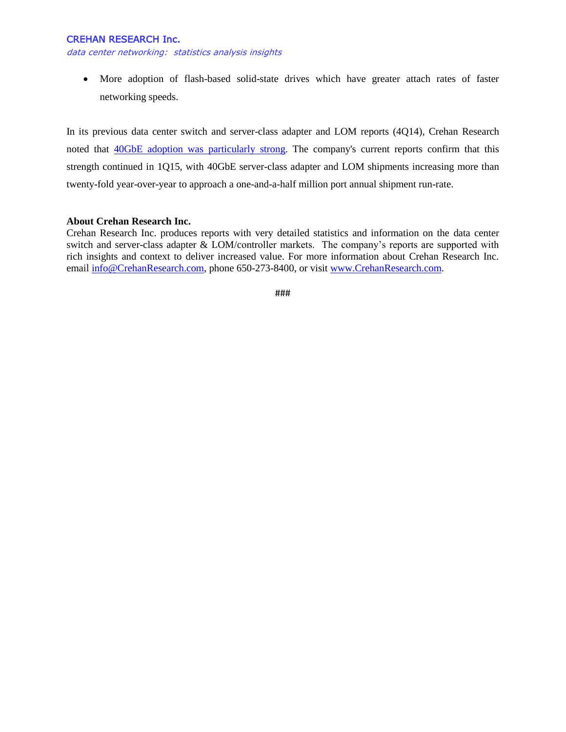- More adoption of flash-based solid-state drives which have greater attach rates of faster networking speeds.

In its previous data center switch and server-class adapter and LOM reports (4Q14), Crehan Research noted that [40GbE adoption was particularly strong](). The company's current reports confirm that this strength continued in 1Q15, with 40GbE server-class adapter and LOM shipments increasing more than twenty-fold year-over-year to approach a one-and-a-half million port annual shipment run-rate.

**About Crehan Research Inc.**
Crehan Research Inc. produces reports with very detailed statistics and information on the data center switch and server-class adapter & LOM/controller markets. The company's reports are supported with rich insights and context to deliver increased value. For more information about Crehan Research Inc. email info@CrehanResearch.com, phone 650-273-8400, or visit www.CrehanResearch.com.

###